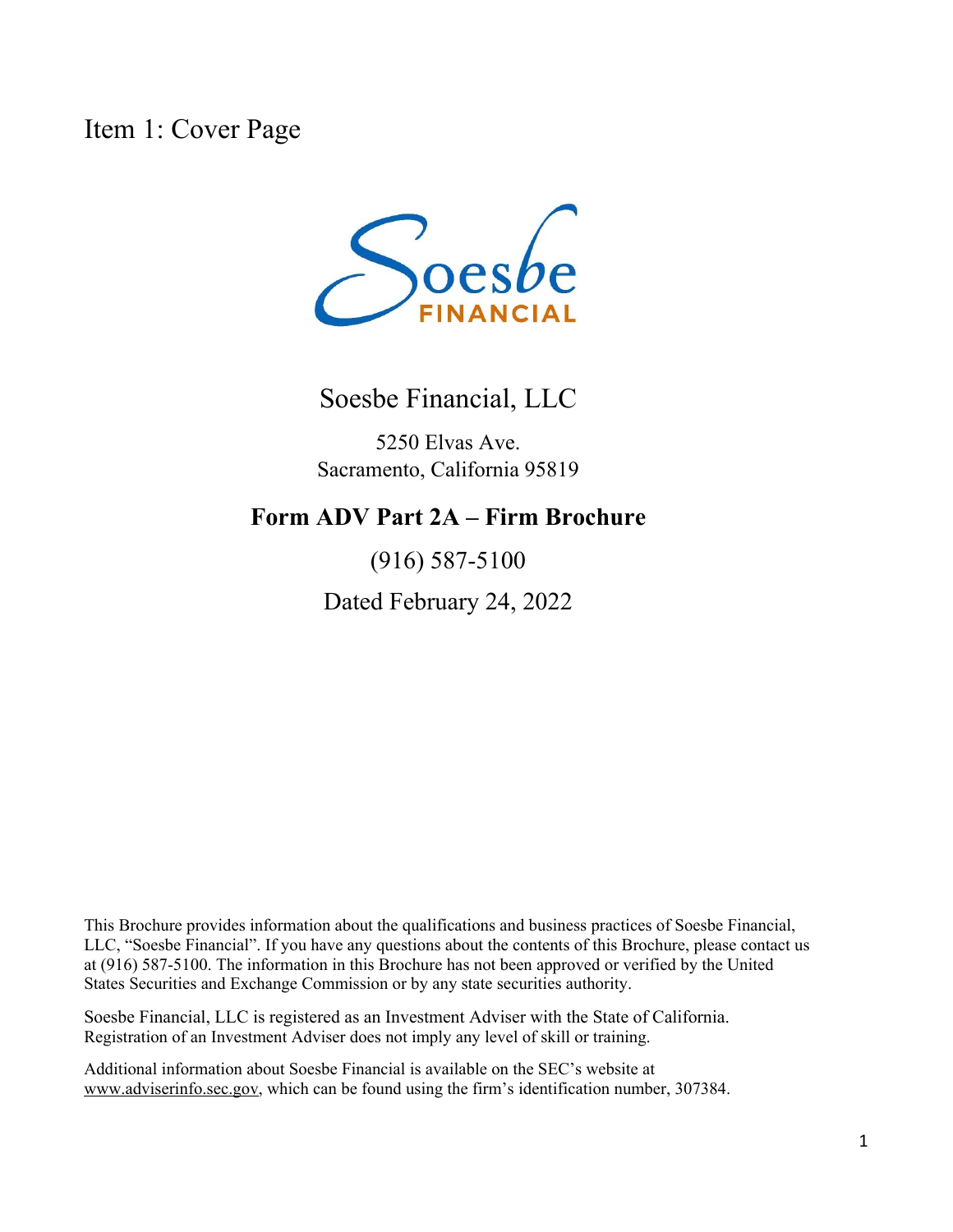# Item 1: Cover Page

Soesbe Financial, LLC

5250 Elvas Ave.
Sacramento, California 95819

**Form ADV Part 2A – Firm Brochure**

(916) 587-5100

Dated February 24, 2022

This Brochure provides information about the qualifications and business practices of Soesbe Financial, LLC, "Soesbe Financial". If you have any questions about the contents of this Brochure, please contact us at (916) 587-5100. The information in this Brochure has not been approved or verified by the United States Securities and Exchange Commission or by any state securities authority.

Soesbe Financial, LLC is registered as an Investment Adviser with the State of California. Registration of an Investment Adviser does not imply any level of skill or training.

Additional information about Soesbe Financial is available on the SEC's website at www.adviserinfo.sec.gov, which can be found using the firm's identification number, 307384.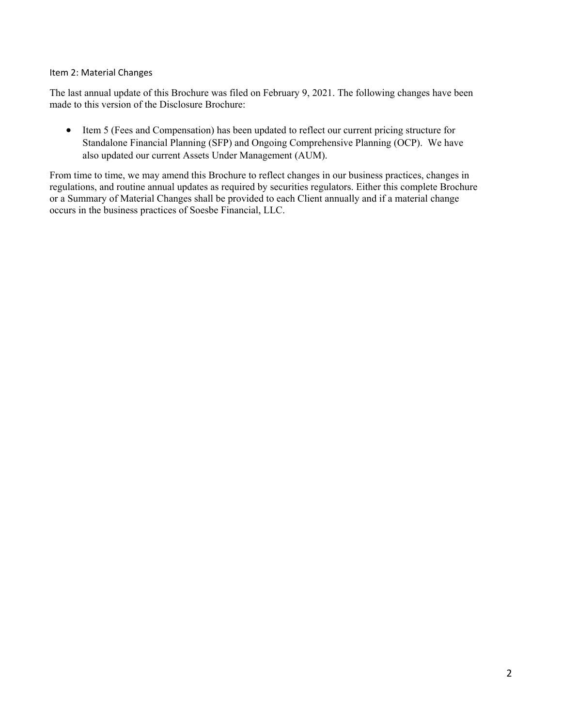## Item 2: Material Changes

The last annual update of this Brochure was filed on February 9, 2021. The following changes have been made to this version of the Disclosure Brochure:

- Item 5 (Fees and Compensation) has been updated to reflect our current pricing structure for Standalone Financial Planning (SFP) and Ongoing Comprehensive Planning (OCP). We have also updated our current Assets Under Management (AUM).

From time to time, we may amend this Brochure to reflect changes in our business practices, changes in regulations, and routine annual updates as required by securities regulators. Either this complete Brochure or a Summary of Material Changes shall be provided to each Client annually and if a material change occurs in the business practices of Soesbe Financial, LLC.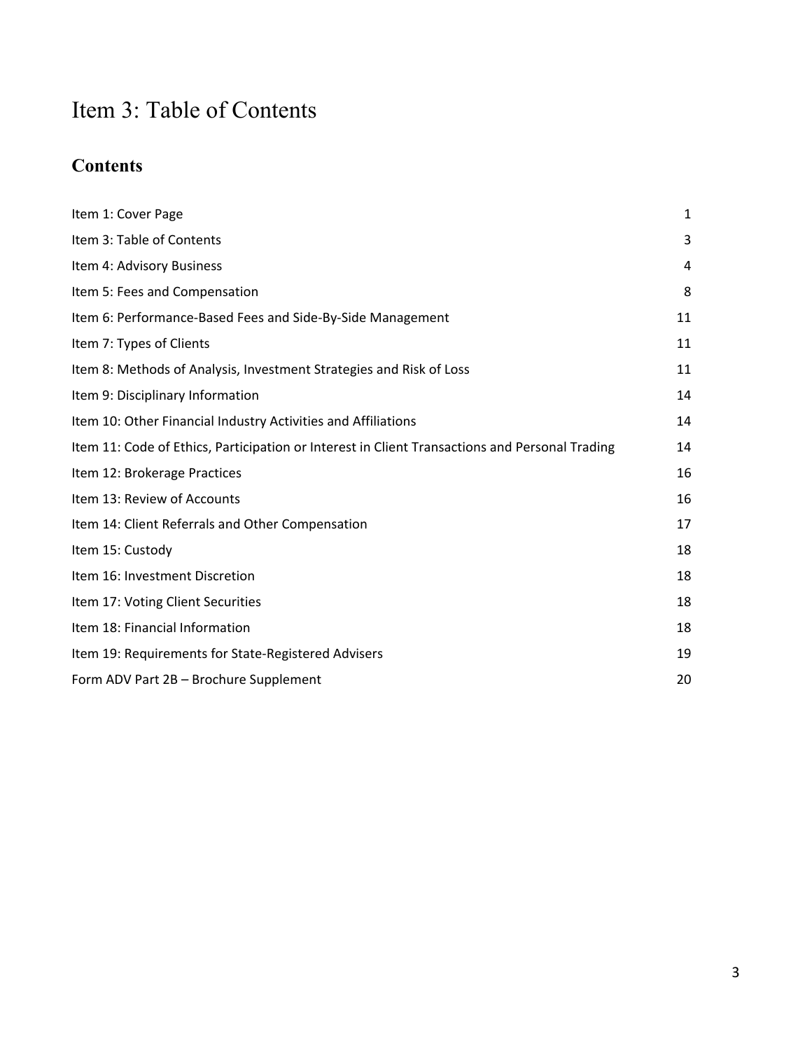# Item 3: Table of Contents

## Contents

| | |
|---|---|
| Item 1: Cover Page | 1 |
| Item 3: Table of Contents | 3 |
| Item 4: Advisory Business | 4 |
| Item 5: Fees and Compensation | 8 |
| Item 6: Performance-Based Fees and Side-By-Side Management | 11 |
| Item 7: Types of Clients | 11 |
| Item 8: Methods of Analysis, Investment Strategies and Risk of Loss | 11 |
| Item 9: Disciplinary Information | 14 |
| Item 10: Other Financial Industry Activities and Affiliations | 14 |
| Item 11: Code of Ethics, Participation or Interest in Client Transactions and Personal Trading | 14 |
| Item 12: Brokerage Practices | 16 |
| Item 13: Review of Accounts | 16 |
| Item 14: Client Referrals and Other Compensation | 17 |
| Item 15: Custody | 18 |
| Item 16: Investment Discretion | 18 |
| Item 17: Voting Client Securities | 18 |
| Item 18: Financial Information | 18 |
| Item 19: Requirements for State-Registered Advisers | 19 |
| Form ADV Part 2B – Brochure Supplement | 20 |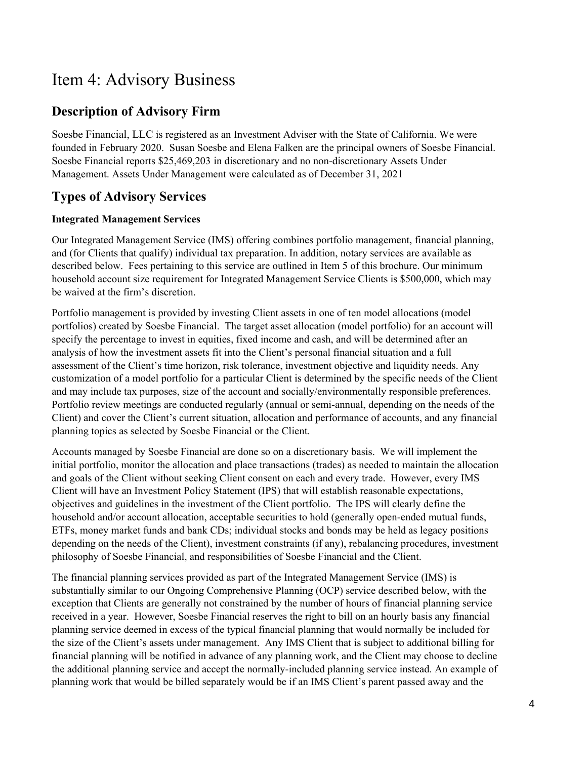# Item 4: Advisory Business

## Description of Advisory Firm

Soesbe Financial, LLC is registered as an Investment Adviser with the State of California. We were founded in February 2020. Susan Soesbe and Elena Falken are the principal owners of Soesbe Financial. Soesbe Financial reports $25,469,203 in discretionary and no non-discretionary Assets Under Management. Assets Under Management were calculated as of December 31, 2021

## Types of Advisory Services

### Integrated Management Services

Our Integrated Management Service (IMS) offering combines portfolio management, financial planning, and (for Clients that qualify) individual tax preparation. In addition, notary services are available as described below. Fees pertaining to this service are outlined in Item 5 of this brochure. Our minimum household account size requirement for Integrated Management Service Clients is $500,000, which may be waived at the firm's discretion.

Portfolio management is provided by investing Client assets in one of ten model allocations (model portfolios) created by Soesbe Financial. The target asset allocation (model portfolio) for an account will specify the percentage to invest in equities, fixed income and cash, and will be determined after an analysis of how the investment assets fit into the Client's personal financial situation and a full assessment of the Client's time horizon, risk tolerance, investment objective and liquidity needs. Any customization of a model portfolio for a particular Client is determined by the specific needs of the Client and may include tax purposes, size of the account and socially/environmentally responsible preferences. Portfolio review meetings are conducted regularly (annual or semi-annual, depending on the needs of the Client) and cover the Client's current situation, allocation and performance of accounts, and any financial planning topics as selected by Soesbe Financial or the Client.

Accounts managed by Soesbe Financial are done so on a discretionary basis. We will implement the initial portfolio, monitor the allocation and place transactions (trades) as needed to maintain the allocation and goals of the Client without seeking Client consent on each and every trade. However, every IMS Client will have an Investment Policy Statement (IPS) that will establish reasonable expectations, objectives and guidelines in the investment of the Client portfolio. The IPS will clearly define the household and/or account allocation, acceptable securities to hold (generally open-ended mutual funds, ETFs, money market funds and bank CDs; individual stocks and bonds may be held as legacy positions depending on the needs of the Client), investment constraints (if any), rebalancing procedures, investment philosophy of Soesbe Financial, and responsibilities of Soesbe Financial and the Client.

The financial planning services provided as part of the Integrated Management Service (IMS) is substantially similar to our Ongoing Comprehensive Planning (OCP) service described below, with the exception that Clients are generally not constrained by the number of hours of financial planning service received in a year. However, Soesbe Financial reserves the right to bill on an hourly basis any financial planning service deemed in excess of the typical financial planning that would normally be included for the size of the Client's assets under management. Any IMS Client that is subject to additional billing for financial planning will be notified in advance of any planning work, and the Client may choose to decline the additional planning service and accept the normally-included planning service instead. An example of planning work that would be billed separately would be if an IMS Client's parent passed away and the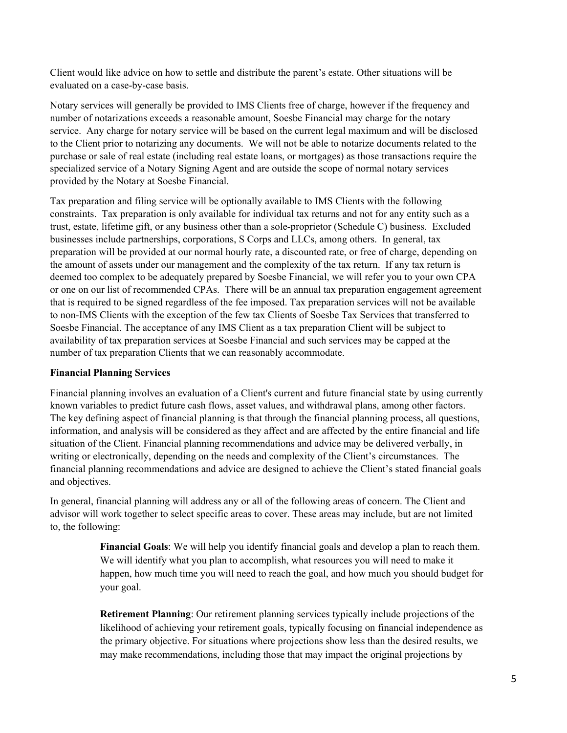Client would like advice on how to settle and distribute the parent's estate. Other situations will be evaluated on a case-by-case basis.

Notary services will generally be provided to IMS Clients free of charge, however if the frequency and number of notarizations exceeds a reasonable amount, Soesbe Financial may charge for the notary service. Any charge for notary service will be based on the current legal maximum and will be disclosed to the Client prior to notarizing any documents. We will not be able to notarize documents related to the purchase or sale of real estate (including real estate loans, or mortgages) as those transactions require the specialized service of a Notary Signing Agent and are outside the scope of normal notary services provided by the Notary at Soesbe Financial.

Tax preparation and filing service will be optionally available to IMS Clients with the following constraints. Tax preparation is only available for individual tax returns and not for any entity such as a trust, estate, lifetime gift, or any business other than a sole-proprietor (Schedule C) business. Excluded businesses include partnerships, corporations, S Corps and LLCs, among others. In general, tax preparation will be provided at our normal hourly rate, a discounted rate, or free of charge, depending on the amount of assets under our management and the complexity of the tax return. If any tax return is deemed too complex to be adequately prepared by Soesbe Financial, we will refer you to your own CPA or one on our list of recommended CPAs. There will be an annual tax preparation engagement agreement that is required to be signed regardless of the fee imposed. Tax preparation services will not be available to non-IMS Clients with the exception of the few tax Clients of Soesbe Tax Services that transferred to Soesbe Financial. The acceptance of any IMS Client as a tax preparation Client will be subject to availability of tax preparation services at Soesbe Financial and such services may be capped at the number of tax preparation Clients that we can reasonably accommodate.

**Financial Planning Services**

Financial planning involves an evaluation of a Client's current and future financial state by using currently known variables to predict future cash flows, asset values, and withdrawal plans, among other factors. The key defining aspect of financial planning is that through the financial planning process, all questions, information, and analysis will be considered as they affect and are affected by the entire financial and life situation of the Client. Financial planning recommendations and advice may be delivered verbally, in writing or electronically, depending on the needs and complexity of the Client's circumstances. The financial planning recommendations and advice are designed to achieve the Client's stated financial goals and objectives.

In general, financial planning will address any or all of the following areas of concern. The Client and advisor will work together to select specific areas to cover. These areas may include, but are not limited to, the following:

> **Financial Goals**: We will help you identify financial goals and develop a plan to reach them. We will identify what you plan to accomplish, what resources you will need to make it happen, how much time you will need to reach the goal, and how much you should budget for your goal.
>
> **Retirement Planning**: Our retirement planning services typically include projections of the likelihood of achieving your retirement goals, typically focusing on financial independence as the primary objective. For situations where projections show less than the desired results, we may make recommendations, including those that may impact the original projections by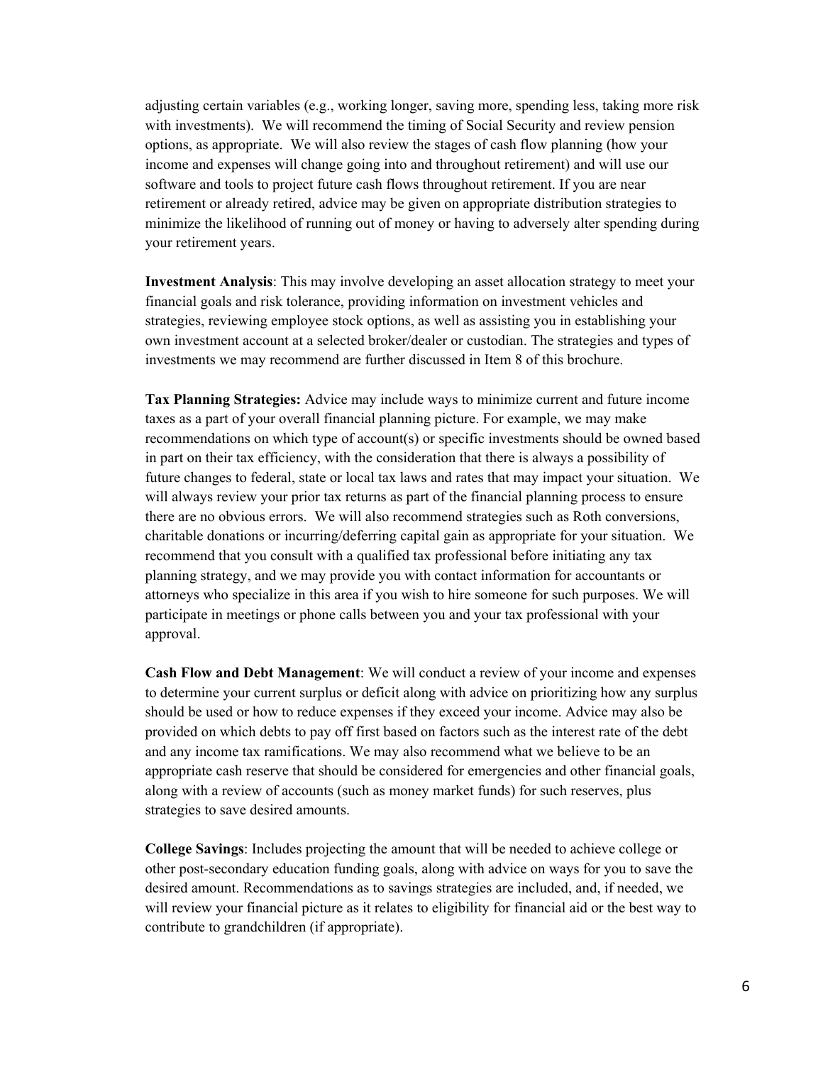adjusting certain variables (e.g., working longer, saving more, spending less, taking more risk with investments). We will recommend the timing of Social Security and review pension options, as appropriate. We will also review the stages of cash flow planning (how your income and expenses will change going into and throughout retirement) and will use our software and tools to project future cash flows throughout retirement. If you are near retirement or already retired, advice may be given on appropriate distribution strategies to minimize the likelihood of running out of money or having to adversely alter spending during your retirement years.

**Investment Analysis**: This may involve developing an asset allocation strategy to meet your financial goals and risk tolerance, providing information on investment vehicles and strategies, reviewing employee stock options, as well as assisting you in establishing your own investment account at a selected broker/dealer or custodian. The strategies and types of investments we may recommend are further discussed in Item 8 of this brochure.

**Tax Planning Strategies:** Advice may include ways to minimize current and future income taxes as a part of your overall financial planning picture. For example, we may make recommendations on which type of account(s) or specific investments should be owned based in part on their tax efficiency, with the consideration that there is always a possibility of future changes to federal, state or local tax laws and rates that may impact your situation. We will always review your prior tax returns as part of the financial planning process to ensure there are no obvious errors. We will also recommend strategies such as Roth conversions, charitable donations or incurring/deferring capital gain as appropriate for your situation. We recommend that you consult with a qualified tax professional before initiating any tax planning strategy, and we may provide you with contact information for accountants or attorneys who specialize in this area if you wish to hire someone for such purposes. We will participate in meetings or phone calls between you and your tax professional with your approval.

**Cash Flow and Debt Management**: We will conduct a review of your income and expenses to determine your current surplus or deficit along with advice on prioritizing how any surplus should be used or how to reduce expenses if they exceed your income. Advice may also be provided on which debts to pay off first based on factors such as the interest rate of the debt and any income tax ramifications. We may also recommend what we believe to be an appropriate cash reserve that should be considered for emergencies and other financial goals, along with a review of accounts (such as money market funds) for such reserves, plus strategies to save desired amounts.

**College Savings**: Includes projecting the amount that will be needed to achieve college or other post-secondary education funding goals, along with advice on ways for you to save the desired amount. Recommendations as to savings strategies are included, and, if needed, we will review your financial picture as it relates to eligibility for financial aid or the best way to contribute to grandchildren (if appropriate).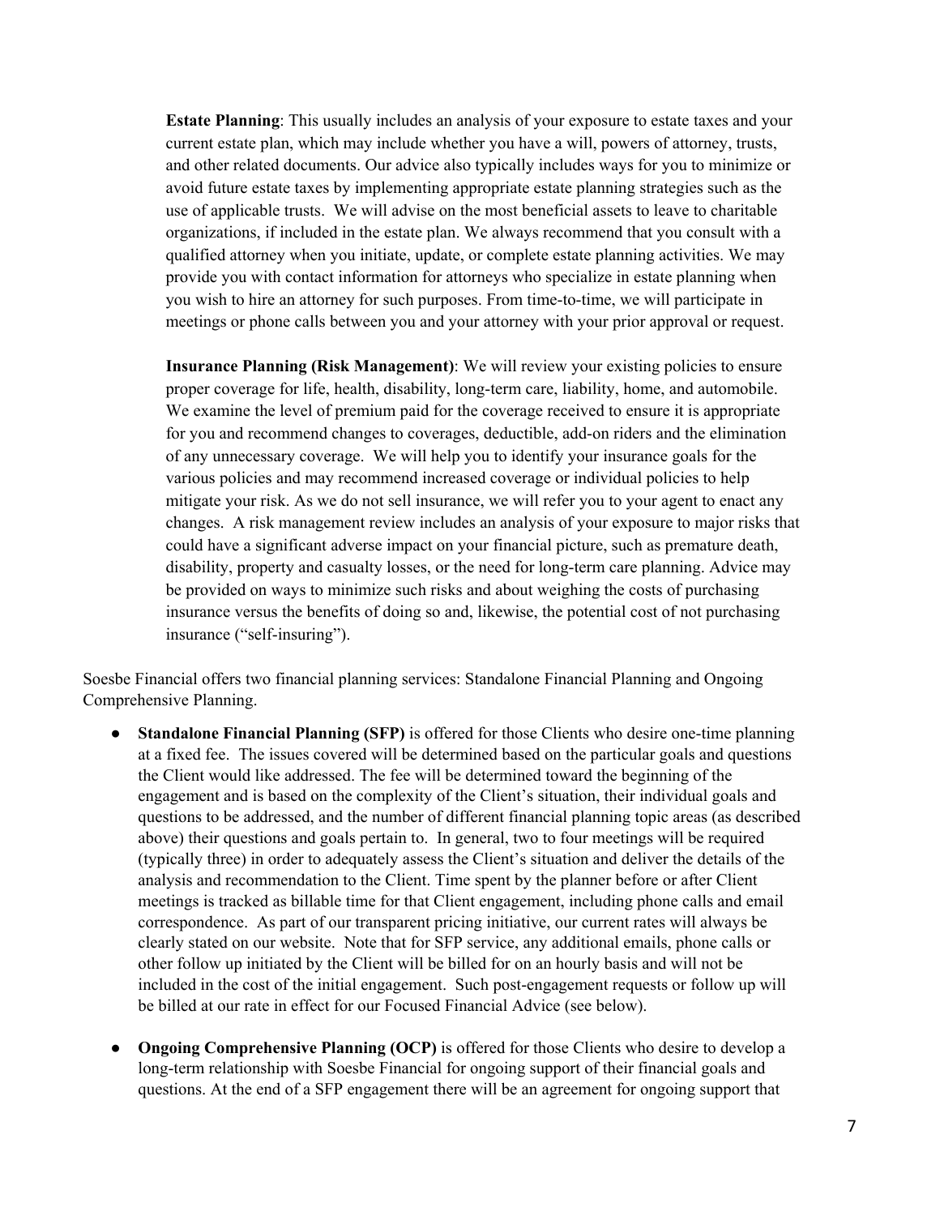**Estate Planning**: This usually includes an analysis of your exposure to estate taxes and your current estate plan, which may include whether you have a will, powers of attorney, trusts, and other related documents. Our advice also typically includes ways for you to minimize or avoid future estate taxes by implementing appropriate estate planning strategies such as the use of applicable trusts. We will advise on the most beneficial assets to leave to charitable organizations, if included in the estate plan. We always recommend that you consult with a qualified attorney when you initiate, update, or complete estate planning activities. We may provide you with contact information for attorneys who specialize in estate planning when you wish to hire an attorney for such purposes. From time-to-time, we will participate in meetings or phone calls between you and your attorney with your prior approval or request.

**Insurance Planning (Risk Management)**: We will review your existing policies to ensure proper coverage for life, health, disability, long-term care, liability, home, and automobile. We examine the level of premium paid for the coverage received to ensure it is appropriate for you and recommend changes to coverages, deductible, add-on riders and the elimination of any unnecessary coverage. We will help you to identify your insurance goals for the various policies and may recommend increased coverage or individual policies to help mitigate your risk. As we do not sell insurance, we will refer you to your agent to enact any changes. A risk management review includes an analysis of your exposure to major risks that could have a significant adverse impact on your financial picture, such as premature death, disability, property and casualty losses, or the need for long-term care planning. Advice may be provided on ways to minimize such risks and about weighing the costs of purchasing insurance versus the benefits of doing so and, likewise, the potential cost of not purchasing insurance ("self-insuring").

Soesbe Financial offers two financial planning services: Standalone Financial Planning and Ongoing Comprehensive Planning.

- **Standalone Financial Planning (SFP)** is offered for those Clients who desire one-time planning at a fixed fee. The issues covered will be determined based on the particular goals and questions the Client would like addressed. The fee will be determined toward the beginning of the engagement and is based on the complexity of the Client's situation, their individual goals and questions to be addressed, and the number of different financial planning topic areas (as described above) their questions and goals pertain to. In general, two to four meetings will be required (typically three) in order to adequately assess the Client's situation and deliver the details of the analysis and recommendation to the Client. Time spent by the planner before or after Client meetings is tracked as billable time for that Client engagement, including phone calls and email correspondence. As part of our transparent pricing initiative, our current rates will always be clearly stated on our website. Note that for SFP service, any additional emails, phone calls or other follow up initiated by the Client will be billed for on an hourly basis and will not be included in the cost of the initial engagement. Such post-engagement requests or follow up will be billed at our rate in effect for our Focused Financial Advice (see below).

- **Ongoing Comprehensive Planning (OCP)** is offered for those Clients who desire to develop a long-term relationship with Soesbe Financial for ongoing support of their financial goals and questions. At the end of a SFP engagement there will be an agreement for ongoing support that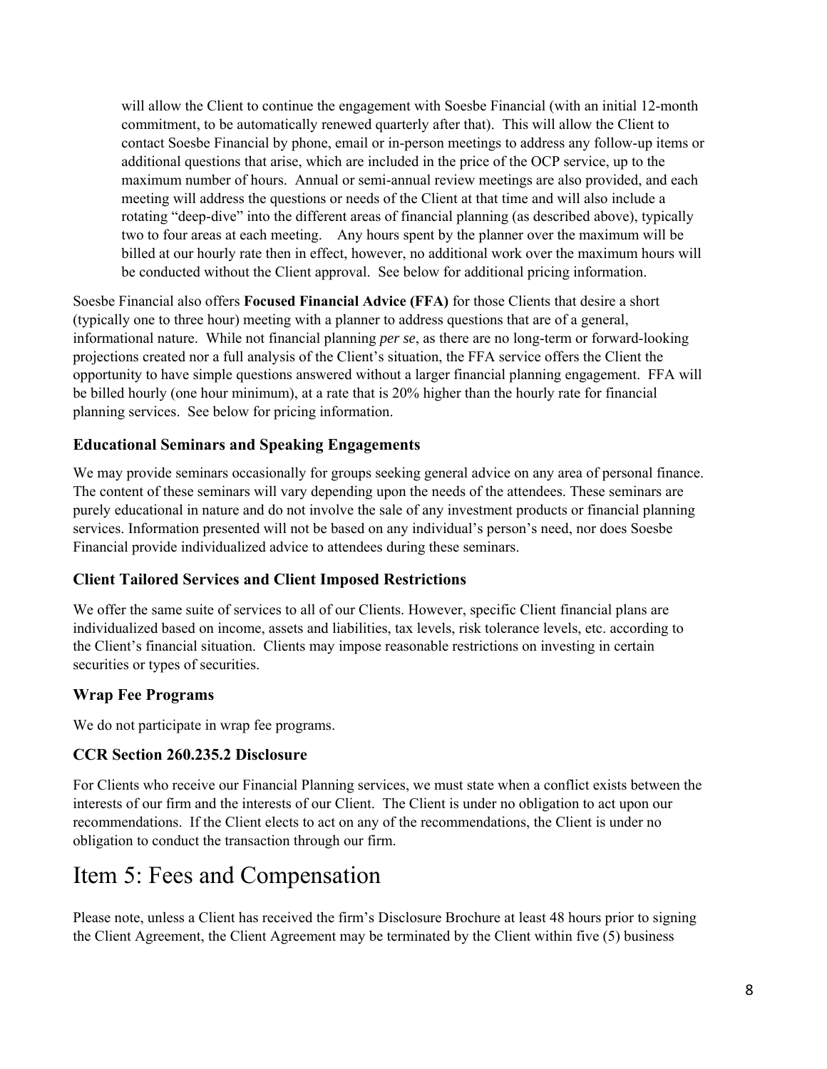will allow the Client to continue the engagement with Soesbe Financial (with an initial 12-month commitment, to be automatically renewed quarterly after that). This will allow the Client to contact Soesbe Financial by phone, email or in-person meetings to address any follow-up items or additional questions that arise, which are included in the price of the OCP service, up to the maximum number of hours. Annual or semi-annual review meetings are also provided, and each meeting will address the questions or needs of the Client at that time and will also include a rotating "deep-dive" into the different areas of financial planning (as described above), typically two to four areas at each meeting. Any hours spent by the planner over the maximum will be billed at our hourly rate then in effect, however, no additional work over the maximum hours will be conducted without the Client approval. See below for additional pricing information.

Soesbe Financial also offers **Focused Financial Advice (FFA)** for those Clients that desire a short (typically one to three hour) meeting with a planner to address questions that are of a general, informational nature. While not financial planning *per se*, as there are no long-term or forward-looking projections created nor a full analysis of the Client's situation, the FFA service offers the Client the opportunity to have simple questions answered without a larger financial planning engagement. FFA will be billed hourly (one hour minimum), at a rate that is 20% higher than the hourly rate for financial planning services. See below for pricing information.

### Educational Seminars and Speaking Engagements

We may provide seminars occasionally for groups seeking general advice on any area of personal finance. The content of these seminars will vary depending upon the needs of the attendees. These seminars are purely educational in nature and do not involve the sale of any investment products or financial planning services. Information presented will not be based on any individual's person's need, nor does Soesbe Financial provide individualized advice to attendees during these seminars.

### Client Tailored Services and Client Imposed Restrictions

We offer the same suite of services to all of our Clients. However, specific Client financial plans are individualized based on income, assets and liabilities, tax levels, risk tolerance levels, etc. according to the Client's financial situation. Clients may impose reasonable restrictions on investing in certain securities or types of securities.

### Wrap Fee Programs

We do not participate in wrap fee programs.

### CCR Section 260.235.2 Disclosure

For Clients who receive our Financial Planning services, we must state when a conflict exists between the interests of our firm and the interests of our Client. The Client is under no obligation to act upon our recommendations. If the Client elects to act on any of the recommendations, the Client is under no obligation to conduct the transaction through our firm.

# Item 5: Fees and Compensation

Please note, unless a Client has received the firm's Disclosure Brochure at least 48 hours prior to signing the Client Agreement, the Client Agreement may be terminated by the Client within five (5) business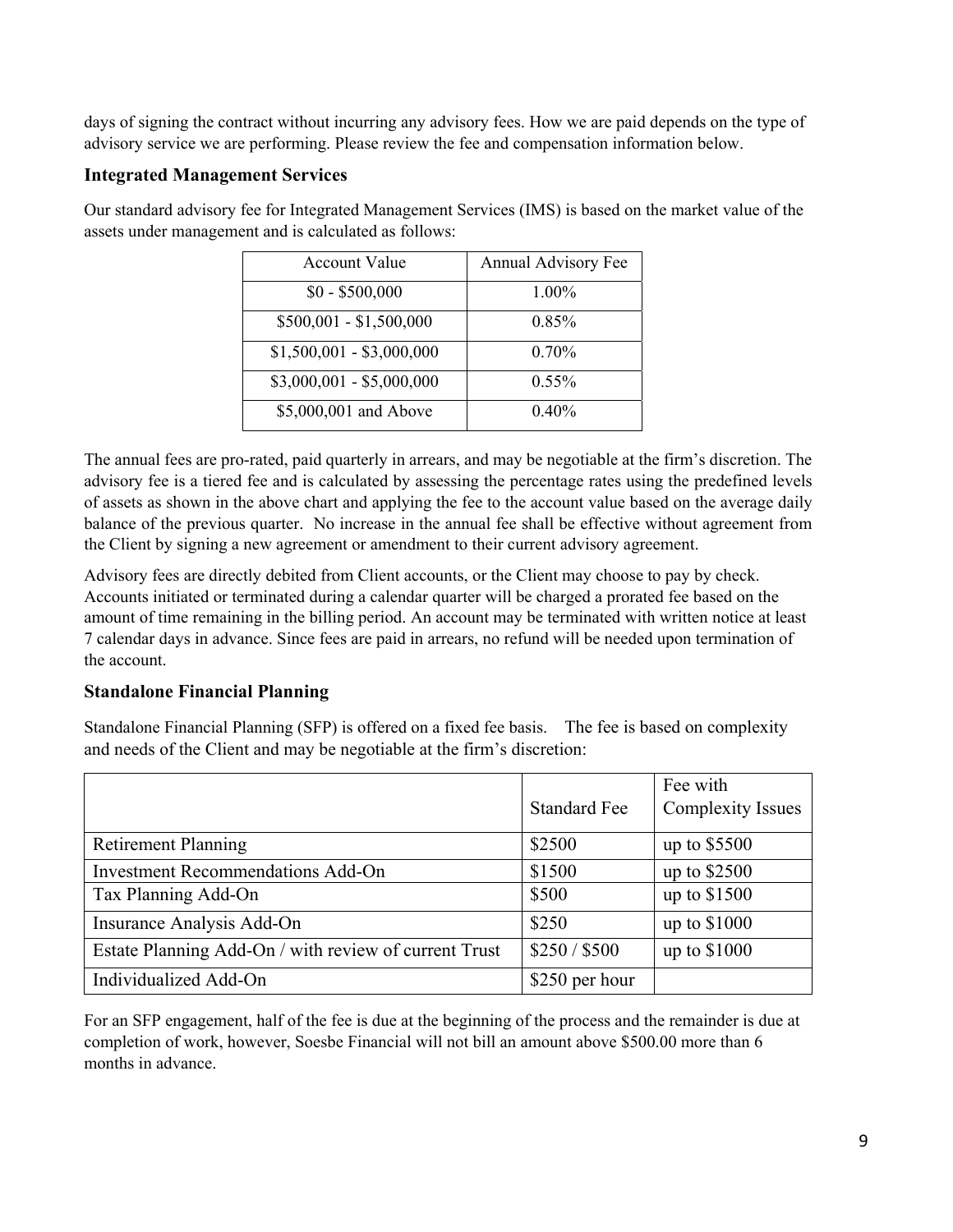days of signing the contract without incurring any advisory fees. How we are paid depends on the type of advisory service we are performing. Please review the fee and compensation information below.

### Integrated Management Services

Our standard advisory fee for Integrated Management Services (IMS) is based on the market value of the assets under management and is calculated as follows:

| Account Value | Annual Advisory Fee |
| --- | --- |
| $0 - $500,000 | 1.00% |
| $500,001 - $1,500,000 | 0.85% |
| $1,500,001 - $3,000,000 | 0.70% |
| $3,000,001 - $5,000,000 | 0.55% |
| $5,000,001 and Above | 0.40% |

The annual fees are pro-rated, paid quarterly in arrears, and may be negotiable at the firm's discretion. The advisory fee is a tiered fee and is calculated by assessing the percentage rates using the predefined levels of assets as shown in the above chart and applying the fee to the account value based on the average daily balance of the previous quarter. No increase in the annual fee shall be effective without agreement from the Client by signing a new agreement or amendment to their current advisory agreement.

Advisory fees are directly debited from Client accounts, or the Client may choose to pay by check. Accounts initiated or terminated during a calendar quarter will be charged a prorated fee based on the amount of time remaining in the billing period. An account may be terminated with written notice at least 7 calendar days in advance. Since fees are paid in arrears, no refund will be needed upon termination of the account.

### Standalone Financial Planning

Standalone Financial Planning (SFP) is offered on a fixed fee basis. The fee is based on complexity and needs of the Client and may be negotiable at the firm's discretion:

| | Standard Fee | Fee with Complexity Issues |
| --- | --- | --- |
| Retirement Planning | $2500 | up to $5500 |
| Investment Recommendations Add-On | $1500 | up to $2500 |
| Tax Planning Add-On | $500 | up to $1500 |
| Insurance Analysis Add-On | $250 | up to $1000 |
| Estate Planning Add-On / with review of current Trust | $250 / $500 | up to $1000 |
| Individualized Add-On | $250 per hour | |

For an SFP engagement, half of the fee is due at the beginning of the process and the remainder is due at completion of work, however, Soesbe Financial will not bill an amount above $500.00 more than 6 months in advance.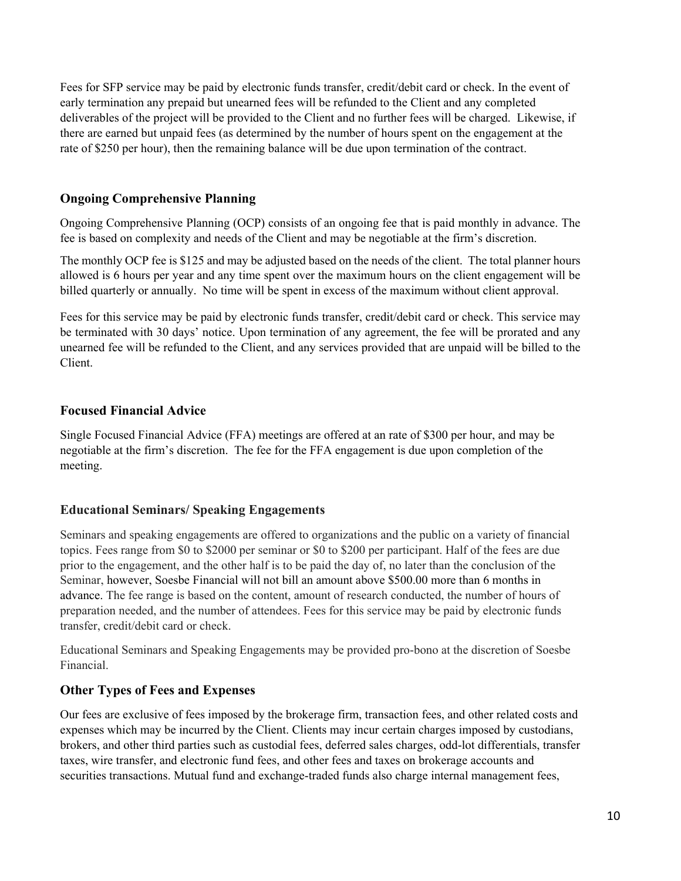Fees for SFP service may be paid by electronic funds transfer, credit/debit card or check. In the event of early termination any prepaid but unearned fees will be refunded to the Client and any completed deliverables of the project will be provided to the Client and no further fees will be charged. Likewise, if there are earned but unpaid fees (as determined by the number of hours spent on the engagement at the rate of $250 per hour), then the remaining balance will be due upon termination of the contract.

### Ongoing Comprehensive Planning

Ongoing Comprehensive Planning (OCP) consists of an ongoing fee that is paid monthly in advance. The fee is based on complexity and needs of the Client and may be negotiable at the firm's discretion.

The monthly OCP fee is $125 and may be adjusted based on the needs of the client. The total planner hours allowed is 6 hours per year and any time spent over the maximum hours on the client engagement will be billed quarterly or annually. No time will be spent in excess of the maximum without client approval.

Fees for this service may be paid by electronic funds transfer, credit/debit card or check. This service may be terminated with 30 days' notice. Upon termination of any agreement, the fee will be prorated and any unearned fee will be refunded to the Client, and any services provided that are unpaid will be billed to the Client.

### Focused Financial Advice

Single Focused Financial Advice (FFA) meetings are offered at an rate of $300 per hour, and may be negotiable at the firm's discretion. The fee for the FFA engagement is due upon completion of the meeting.

### Educational Seminars/ Speaking Engagements

Seminars and speaking engagements are offered to organizations and the public on a variety of financial topics. Fees range from $0 to $2000 per seminar or $0 to $200 per participant. Half of the fees are due prior to the engagement, and the other half is to be paid the day of, no later than the conclusion of the Seminar, however, Soesbe Financial will not bill an amount above $500.00 more than 6 months in advance. The fee range is based on the content, amount of research conducted, the number of hours of preparation needed, and the number of attendees. Fees for this service may be paid by electronic funds transfer, credit/debit card or check.

Educational Seminars and Speaking Engagements may be provided pro-bono at the discretion of Soesbe Financial.

### Other Types of Fees and Expenses

Our fees are exclusive of fees imposed by the brokerage firm, transaction fees, and other related costs and expenses which may be incurred by the Client. Clients may incur certain charges imposed by custodians, brokers, and other third parties such as custodial fees, deferred sales charges, odd-lot differentials, transfer taxes, wire transfer, and electronic fund fees, and other fees and taxes on brokerage accounts and securities transactions. Mutual fund and exchange-traded funds also charge internal management fees,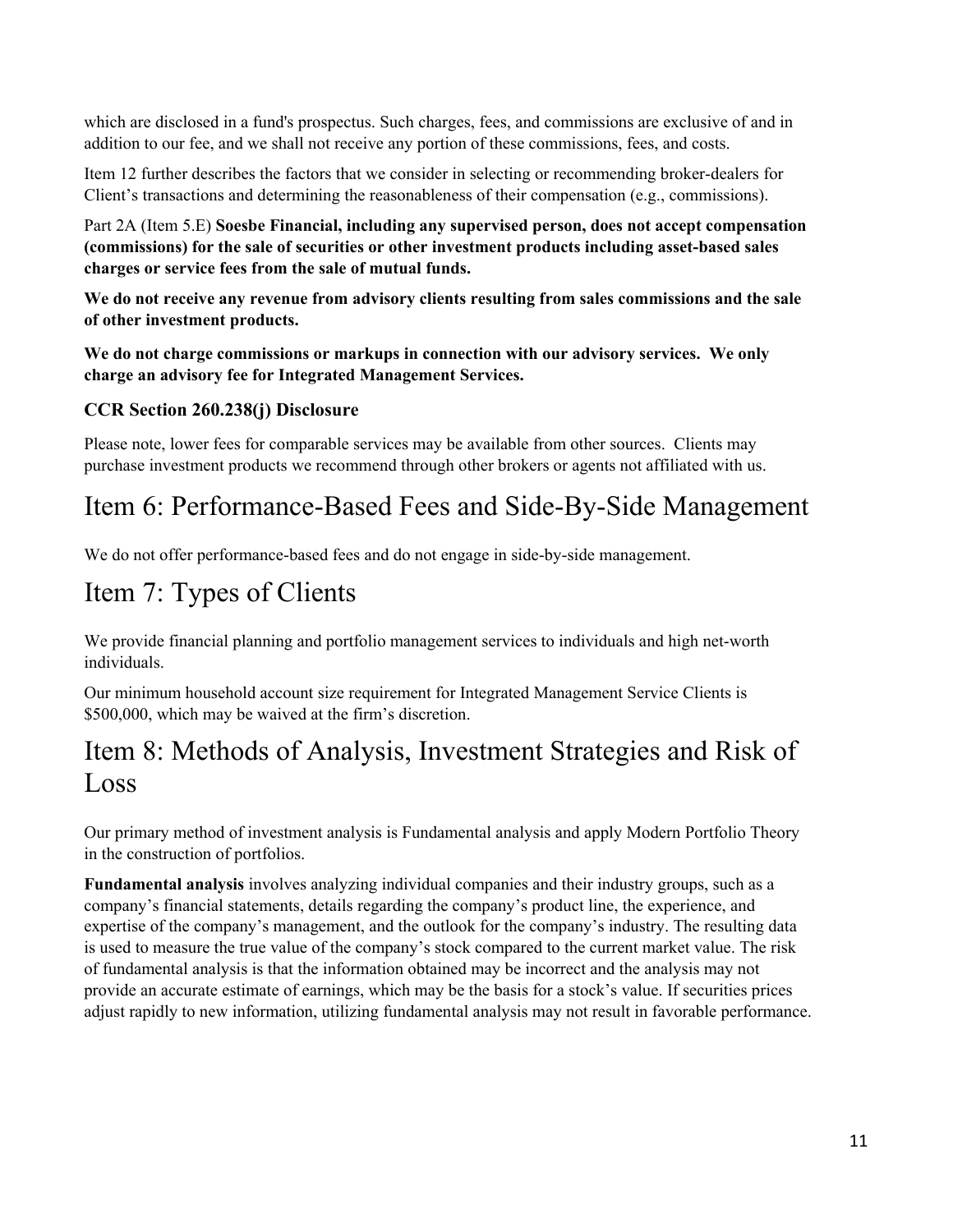which are disclosed in a fund's prospectus. Such charges, fees, and commissions are exclusive of and in addition to our fee, and we shall not receive any portion of these commissions, fees, and costs.

Item 12 further describes the factors that we consider in selecting or recommending broker-dealers for Client's transactions and determining the reasonableness of their compensation (e.g., commissions).

Part 2A (Item 5.E) **Soesbe Financial, including any supervised person, does not accept compensation (commissions) for the sale of securities or other investment products including asset-based sales charges or service fees from the sale of mutual funds.**

**We do not receive any revenue from advisory clients resulting from sales commissions and the sale of other investment products.**

**We do not charge commissions or markups in connection with our advisory services. We only charge an advisory fee for Integrated Management Services.**

### CCR Section 260.238(j) Disclosure

Please note, lower fees for comparable services may be available from other sources. Clients may purchase investment products we recommend through other brokers or agents not affiliated with us.

# Item 6: Performance-Based Fees and Side-By-Side Management

We do not offer performance-based fees and do not engage in side-by-side management.

# Item 7: Types of Clients

We provide financial planning and portfolio management services to individuals and high net-worth individuals.

Our minimum household account size requirement for Integrated Management Service Clients is $500,000, which may be waived at the firm's discretion.

# Item 8: Methods of Analysis, Investment Strategies and Risk of Loss

Our primary method of investment analysis is Fundamental analysis and apply Modern Portfolio Theory in the construction of portfolios.

**Fundamental analysis** involves analyzing individual companies and their industry groups, such as a company's financial statements, details regarding the company's product line, the experience, and expertise of the company's management, and the outlook for the company's industry. The resulting data is used to measure the true value of the company's stock compared to the current market value. The risk of fundamental analysis is that the information obtained may be incorrect and the analysis may not provide an accurate estimate of earnings, which may be the basis for a stock's value. If securities prices adjust rapidly to new information, utilizing fundamental analysis may not result in favorable performance.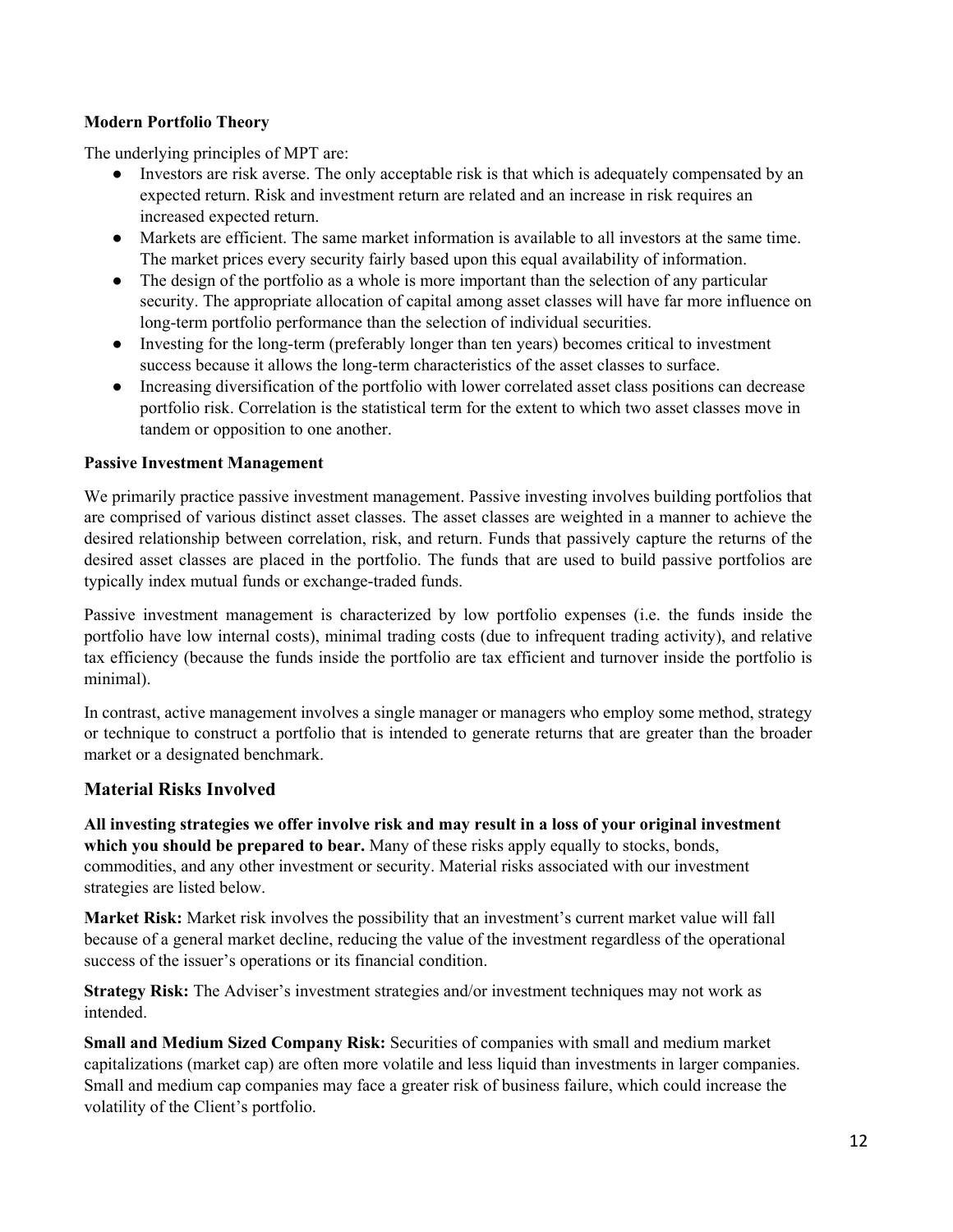**Modern Portfolio Theory**

The underlying principles of MPT are:

- Investors are risk averse. The only acceptable risk is that which is adequately compensated by an expected return. Risk and investment return are related and an increase in risk requires an increased expected return.
- Markets are efficient. The same market information is available to all investors at the same time. The market prices every security fairly based upon this equal availability of information.
- The design of the portfolio as a whole is more important than the selection of any particular security. The appropriate allocation of capital among asset classes will have far more influence on long-term portfolio performance than the selection of individual securities.
- Investing for the long-term (preferably longer than ten years) becomes critical to investment success because it allows the long-term characteristics of the asset classes to surface.
- Increasing diversification of the portfolio with lower correlated asset class positions can decrease portfolio risk. Correlation is the statistical term for the extent to which two asset classes move in tandem or opposition to one another.

**Passive Investment Management**

We primarily practice passive investment management. Passive investing involves building portfolios that are comprised of various distinct asset classes. The asset classes are weighted in a manner to achieve the desired relationship between correlation, risk, and return. Funds that passively capture the returns of the desired asset classes are placed in the portfolio. The funds that are used to build passive portfolios are typically index mutual funds or exchange-traded funds.

Passive investment management is characterized by low portfolio expenses (i.e. the funds inside the portfolio have low internal costs), minimal trading costs (due to infrequent trading activity), and relative tax efficiency (because the funds inside the portfolio are tax efficient and turnover inside the portfolio is minimal).

In contrast, active management involves a single manager or managers who employ some method, strategy or technique to construct a portfolio that is intended to generate returns that are greater than the broader market or a designated benchmark.

## Material Risks Involved

**All investing strategies we offer involve risk and may result in a loss of your original investment which you should be prepared to bear.** Many of these risks apply equally to stocks, bonds, commodities, and any other investment or security. Material risks associated with our investment strategies are listed below.

**Market Risk:** Market risk involves the possibility that an investment's current market value will fall because of a general market decline, reducing the value of the investment regardless of the operational success of the issuer's operations or its financial condition.

**Strategy Risk:** The Adviser's investment strategies and/or investment techniques may not work as intended.

**Small and Medium Sized Company Risk:** Securities of companies with small and medium market capitalizations (market cap) are often more volatile and less liquid than investments in larger companies. Small and medium cap companies may face a greater risk of business failure, which could increase the volatility of the Client's portfolio.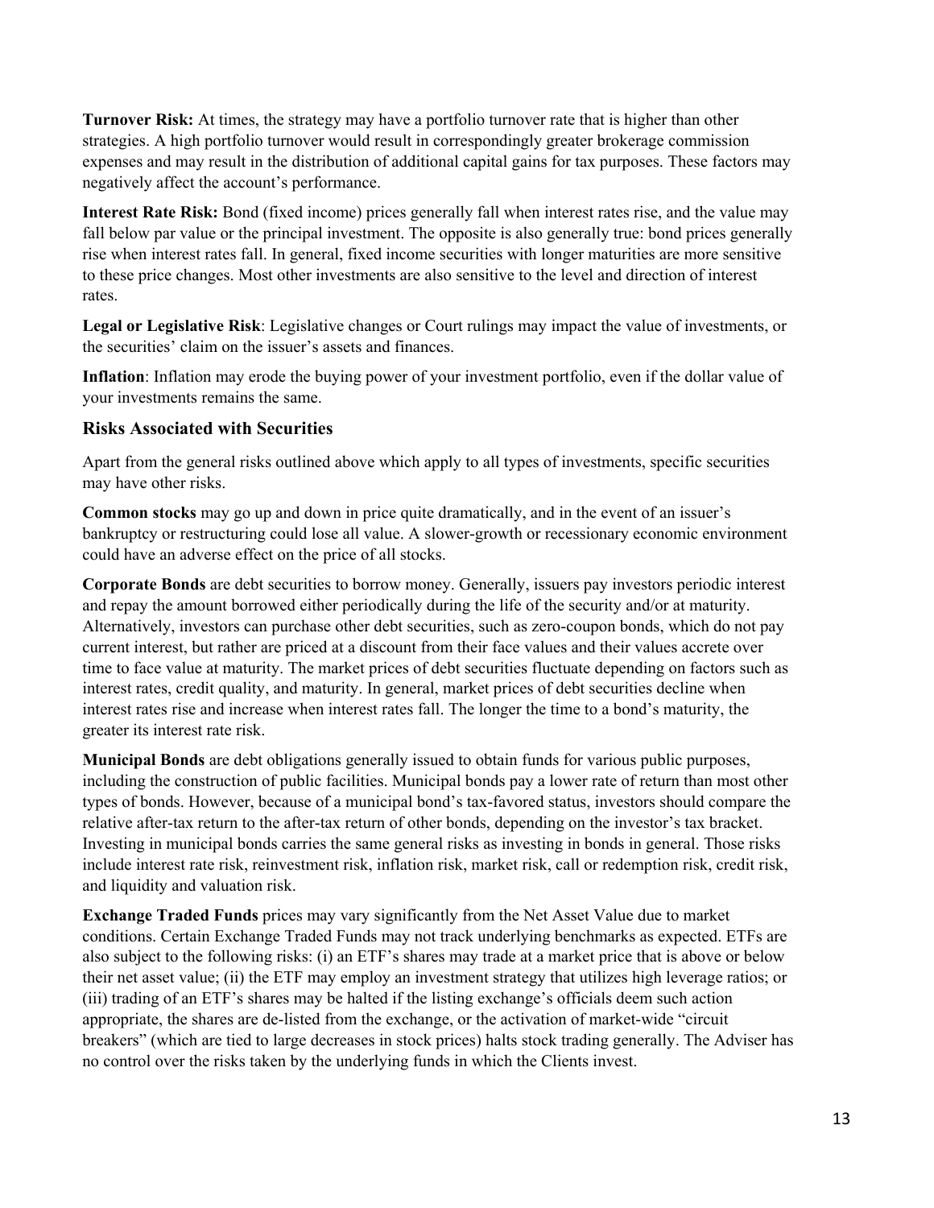**Turnover Risk:** At times, the strategy may have a portfolio turnover rate that is higher than other strategies. A high portfolio turnover would result in correspondingly greater brokerage commission expenses and may result in the distribution of additional capital gains for tax purposes. These factors may negatively affect the account's performance.

**Interest Rate Risk:** Bond (fixed income) prices generally fall when interest rates rise, and the value may fall below par value or the principal investment. The opposite is also generally true: bond prices generally rise when interest rates fall. In general, fixed income securities with longer maturities are more sensitive to these price changes. Most other investments are also sensitive to the level and direction of interest rates.

**Legal or Legislative Risk**: Legislative changes or Court rulings may impact the value of investments, or the securities' claim on the issuer's assets and finances.

**Inflation**: Inflation may erode the buying power of your investment portfolio, even if the dollar value of your investments remains the same.

### Risks Associated with Securities

Apart from the general risks outlined above which apply to all types of investments, specific securities may have other risks.

**Common stocks** may go up and down in price quite dramatically, and in the event of an issuer's bankruptcy or restructuring could lose all value. A slower-growth or recessionary economic environment could have an adverse effect on the price of all stocks.

**Corporate Bonds** are debt securities to borrow money. Generally, issuers pay investors periodic interest and repay the amount borrowed either periodically during the life of the security and/or at maturity. Alternatively, investors can purchase other debt securities, such as zero-coupon bonds, which do not pay current interest, but rather are priced at a discount from their face values and their values accrete over time to face value at maturity. The market prices of debt securities fluctuate depending on factors such as interest rates, credit quality, and maturity. In general, market prices of debt securities decline when interest rates rise and increase when interest rates fall. The longer the time to a bond's maturity, the greater its interest rate risk.

**Municipal Bonds** are debt obligations generally issued to obtain funds for various public purposes, including the construction of public facilities. Municipal bonds pay a lower rate of return than most other types of bonds. However, because of a municipal bond's tax-favored status, investors should compare the relative after-tax return to the after-tax return of other bonds, depending on the investor's tax bracket. Investing in municipal bonds carries the same general risks as investing in bonds in general. Those risks include interest rate risk, reinvestment risk, inflation risk, market risk, call or redemption risk, credit risk, and liquidity and valuation risk.

**Exchange Traded Funds** prices may vary significantly from the Net Asset Value due to market conditions. Certain Exchange Traded Funds may not track underlying benchmarks as expected. ETFs are also subject to the following risks: (i) an ETF's shares may trade at a market price that is above or below their net asset value; (ii) the ETF may employ an investment strategy that utilizes high leverage ratios; or (iii) trading of an ETF's shares may be halted if the listing exchange's officials deem such action appropriate, the shares are de-listed from the exchange, or the activation of market-wide "circuit breakers" (which are tied to large decreases in stock prices) halts stock trading generally. The Adviser has no control over the risks taken by the underlying funds in which the Clients invest.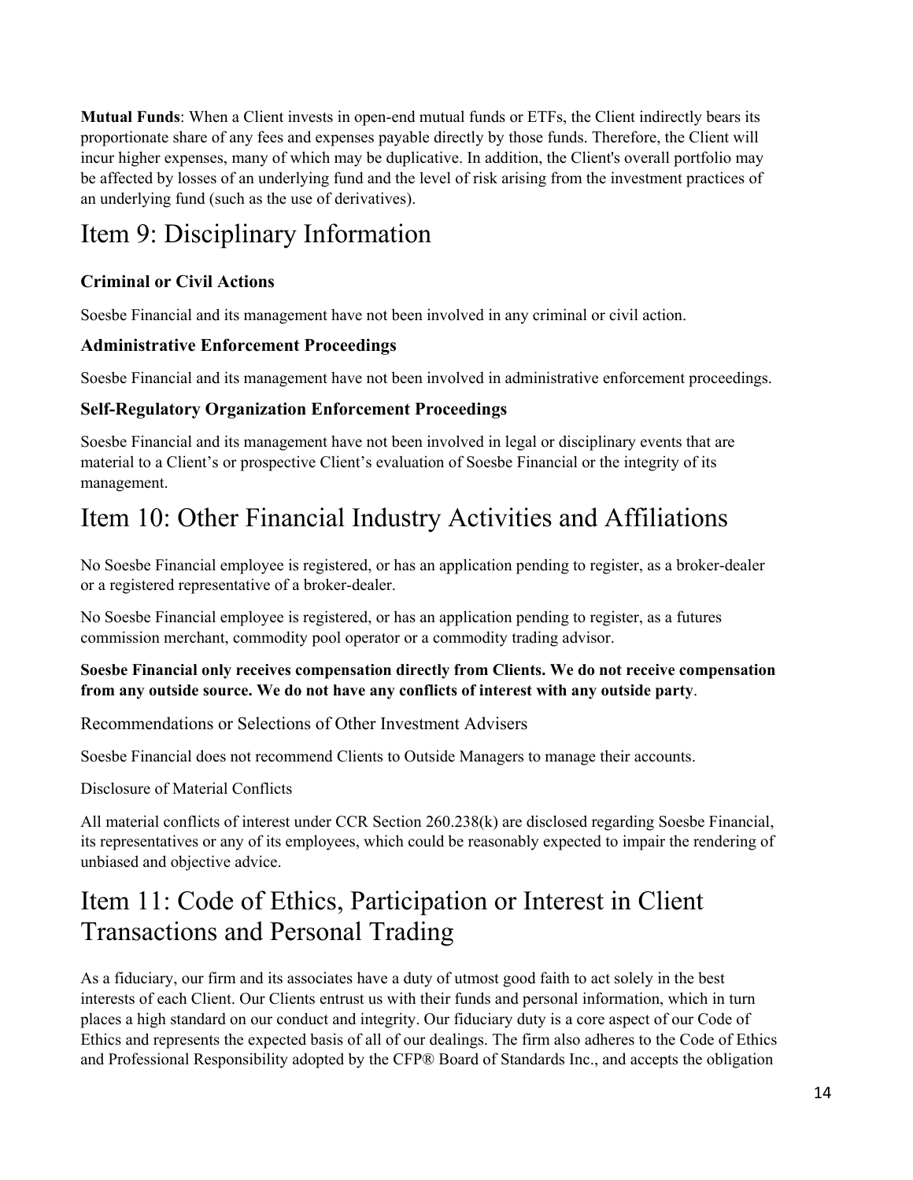**Mutual Funds**: When a Client invests in open-end mutual funds or ETFs, the Client indirectly bears its proportionate share of any fees and expenses payable directly by those funds. Therefore, the Client will incur higher expenses, many of which may be duplicative. In addition, the Client's overall portfolio may be affected by losses of an underlying fund and the level of risk arising from the investment practices of an underlying fund (such as the use of derivatives).

# Item 9: Disciplinary Information

### Criminal or Civil Actions

Soesbe Financial and its management have not been involved in any criminal or civil action.

### Administrative Enforcement Proceedings

Soesbe Financial and its management have not been involved in administrative enforcement proceedings.

### Self-Regulatory Organization Enforcement Proceedings

Soesbe Financial and its management have not been involved in legal or disciplinary events that are material to a Client's or prospective Client's evaluation of Soesbe Financial or the integrity of its management.

# Item 10: Other Financial Industry Activities and Affiliations

No Soesbe Financial employee is registered, or has an application pending to register, as a broker-dealer or a registered representative of a broker-dealer.

No Soesbe Financial employee is registered, or has an application pending to register, as a futures commission merchant, commodity pool operator or a commodity trading advisor.

**Soesbe Financial only receives compensation directly from Clients. We do not receive compensation from any outside source. We do not have any conflicts of interest with any outside party**.

Recommendations or Selections of Other Investment Advisers

Soesbe Financial does not recommend Clients to Outside Managers to manage their accounts.

Disclosure of Material Conflicts

All material conflicts of interest under CCR Section 260.238(k) are disclosed regarding Soesbe Financial, its representatives or any of its employees, which could be reasonably expected to impair the rendering of unbiased and objective advice.

# Item 11: Code of Ethics, Participation or Interest in Client Transactions and Personal Trading

As a fiduciary, our firm and its associates have a duty of utmost good faith to act solely in the best interests of each Client. Our Clients entrust us with their funds and personal information, which in turn places a high standard on our conduct and integrity. Our fiduciary duty is a core aspect of our Code of Ethics and represents the expected basis of all of our dealings. The firm also adheres to the Code of Ethics and Professional Responsibility adopted by the CFP® Board of Standards Inc., and accepts the obligation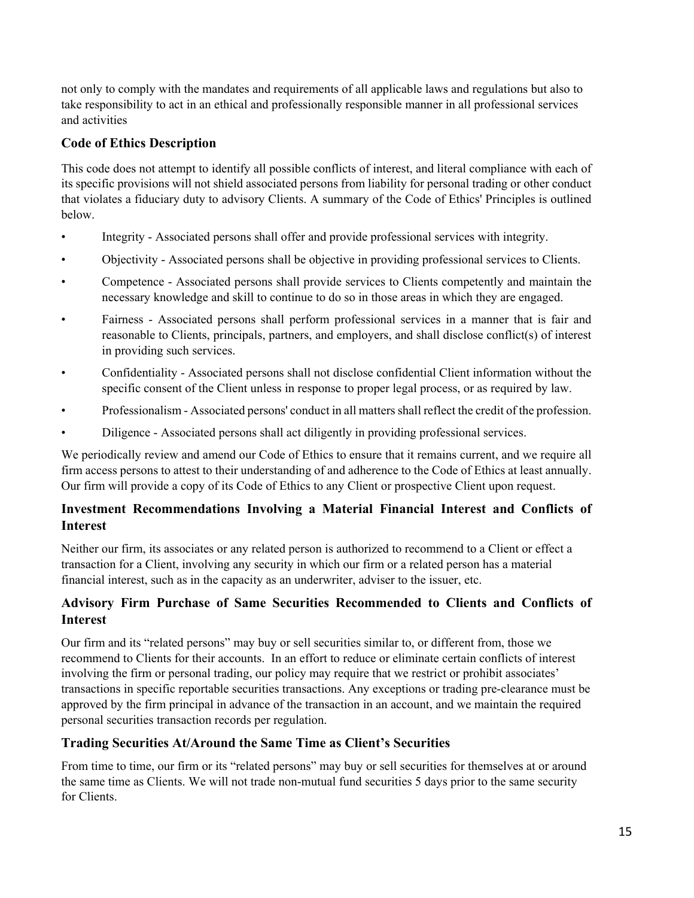not only to comply with the mandates and requirements of all applicable laws and regulations but also to take responsibility to act in an ethical and professionally responsible manner in all professional services and activities

## Code of Ethics Description

This code does not attempt to identify all possible conflicts of interest, and literal compliance with each of its specific provisions will not shield associated persons from liability for personal trading or other conduct that violates a fiduciary duty to advisory Clients. A summary of the Code of Ethics' Principles is outlined below.

- Integrity - Associated persons shall offer and provide professional services with integrity.
- Objectivity - Associated persons shall be objective in providing professional services to Clients.
- Competence - Associated persons shall provide services to Clients competently and maintain the necessary knowledge and skill to continue to do so in those areas in which they are engaged.
- Fairness - Associated persons shall perform professional services in a manner that is fair and reasonable to Clients, principals, partners, and employers, and shall disclose conflict(s) of interest in providing such services.
- Confidentiality - Associated persons shall not disclose confidential Client information without the specific consent of the Client unless in response to proper legal process, or as required by law.
- Professionalism - Associated persons' conduct in all matters shall reflect the credit of the profession.
- Diligence - Associated persons shall act diligently in providing professional services.

We periodically review and amend our Code of Ethics to ensure that it remains current, and we require all firm access persons to attest to their understanding of and adherence to the Code of Ethics at least annually. Our firm will provide a copy of its Code of Ethics to any Client or prospective Client upon request.

## Investment Recommendations Involving a Material Financial Interest and Conflicts of Interest

Neither our firm, its associates or any related person is authorized to recommend to a Client or effect a transaction for a Client, involving any security in which our firm or a related person has a material financial interest, such as in the capacity as an underwriter, adviser to the issuer, etc.

## Advisory Firm Purchase of Same Securities Recommended to Clients and Conflicts of Interest

Our firm and its "related persons" may buy or sell securities similar to, or different from, those we recommend to Clients for their accounts. In an effort to reduce or eliminate certain conflicts of interest involving the firm or personal trading, our policy may require that we restrict or prohibit associates' transactions in specific reportable securities transactions. Any exceptions or trading pre-clearance must be approved by the firm principal in advance of the transaction in an account, and we maintain the required personal securities transaction records per regulation.

## Trading Securities At/Around the Same Time as Client's Securities

From time to time, our firm or its "related persons" may buy or sell securities for themselves at or around the same time as Clients. We will not trade non-mutual fund securities 5 days prior to the same security for Clients.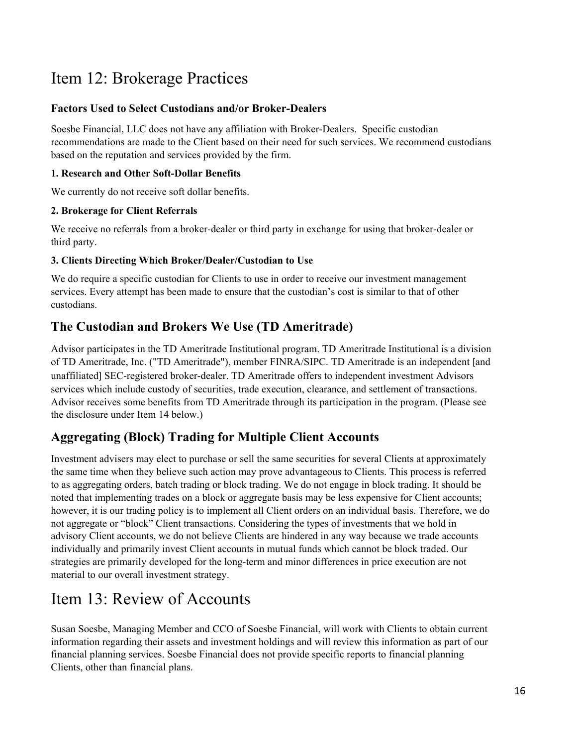# Item 12: Brokerage Practices

### Factors Used to Select Custodians and/or Broker-Dealers

Soesbe Financial, LLC does not have any affiliation with Broker-Dealers. Specific custodian recommendations are made to the Client based on their need for such services. We recommend custodians based on the reputation and services provided by the firm.

#### 1. Research and Other Soft-Dollar Benefits

We currently do not receive soft dollar benefits.

#### 2. Brokerage for Client Referrals

We receive no referrals from a broker-dealer or third party in exchange for using that broker-dealer or third party.

#### 3. Clients Directing Which Broker/Dealer/Custodian to Use

We do require a specific custodian for Clients to use in order to receive our investment management services. Every attempt has been made to ensure that the custodian's cost is similar to that of other custodians.

## The Custodian and Brokers We Use (TD Ameritrade)

Advisor participates in the TD Ameritrade Institutional program. TD Ameritrade Institutional is a division of TD Ameritrade, Inc. ("TD Ameritrade"), member FINRA/SIPC. TD Ameritrade is an independent [and unaffiliated] SEC-registered broker-dealer. TD Ameritrade offers to independent investment Advisors services which include custody of securities, trade execution, clearance, and settlement of transactions. Advisor receives some benefits from TD Ameritrade through its participation in the program. (Please see the disclosure under Item 14 below.)

## Aggregating (Block) Trading for Multiple Client Accounts

Investment advisers may elect to purchase or sell the same securities for several Clients at approximately the same time when they believe such action may prove advantageous to Clients. This process is referred to as aggregating orders, batch trading or block trading. We do not engage in block trading. It should be noted that implementing trades on a block or aggregate basis may be less expensive for Client accounts; however, it is our trading policy is to implement all Client orders on an individual basis. Therefore, we do not aggregate or "block" Client transactions. Considering the types of investments that we hold in advisory Client accounts, we do not believe Clients are hindered in any way because we trade accounts individually and primarily invest Client accounts in mutual funds which cannot be block traded. Our strategies are primarily developed for the long-term and minor differences in price execution are not material to our overall investment strategy.

# Item 13: Review of Accounts

Susan Soesbe, Managing Member and CCO of Soesbe Financial, will work with Clients to obtain current information regarding their assets and investment holdings and will review this information as part of our financial planning services. Soesbe Financial does not provide specific reports to financial planning Clients, other than financial plans.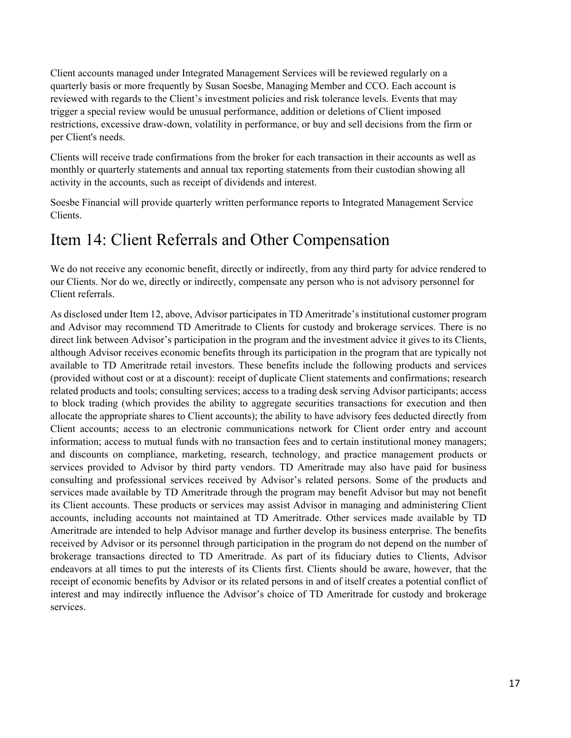Client accounts managed under Integrated Management Services will be reviewed regularly on a quarterly basis or more frequently by Susan Soesbe, Managing Member and CCO. Each account is reviewed with regards to the Client's investment policies and risk tolerance levels. Events that may trigger a special review would be unusual performance, addition or deletions of Client imposed restrictions, excessive draw-down, volatility in performance, or buy and sell decisions from the firm or per Client's needs.

Clients will receive trade confirmations from the broker for each transaction in their accounts as well as monthly or quarterly statements and annual tax reporting statements from their custodian showing all activity in the accounts, such as receipt of dividends and interest.

Soesbe Financial will provide quarterly written performance reports to Integrated Management Service Clients.

# Item 14: Client Referrals and Other Compensation

We do not receive any economic benefit, directly or indirectly, from any third party for advice rendered to our Clients. Nor do we, directly or indirectly, compensate any person who is not advisory personnel for Client referrals.

As disclosed under Item 12, above, Advisor participates in TD Ameritrade's institutional customer program and Advisor may recommend TD Ameritrade to Clients for custody and brokerage services. There is no direct link between Advisor's participation in the program and the investment advice it gives to its Clients, although Advisor receives economic benefits through its participation in the program that are typically not available to TD Ameritrade retail investors. These benefits include the following products and services (provided without cost or at a discount): receipt of duplicate Client statements and confirmations; research related products and tools; consulting services; access to a trading desk serving Advisor participants; access to block trading (which provides the ability to aggregate securities transactions for execution and then allocate the appropriate shares to Client accounts); the ability to have advisory fees deducted directly from Client accounts; access to an electronic communications network for Client order entry and account information; access to mutual funds with no transaction fees and to certain institutional money managers; and discounts on compliance, marketing, research, technology, and practice management products or services provided to Advisor by third party vendors. TD Ameritrade may also have paid for business consulting and professional services received by Advisor's related persons. Some of the products and services made available by TD Ameritrade through the program may benefit Advisor but may not benefit its Client accounts. These products or services may assist Advisor in managing and administering Client accounts, including accounts not maintained at TD Ameritrade. Other services made available by TD Ameritrade are intended to help Advisor manage and further develop its business enterprise. The benefits received by Advisor or its personnel through participation in the program do not depend on the number of brokerage transactions directed to TD Ameritrade. As part of its fiduciary duties to Clients, Advisor endeavors at all times to put the interests of its Clients first. Clients should be aware, however, that the receipt of economic benefits by Advisor or its related persons in and of itself creates a potential conflict of interest and may indirectly influence the Advisor's choice of TD Ameritrade for custody and brokerage services.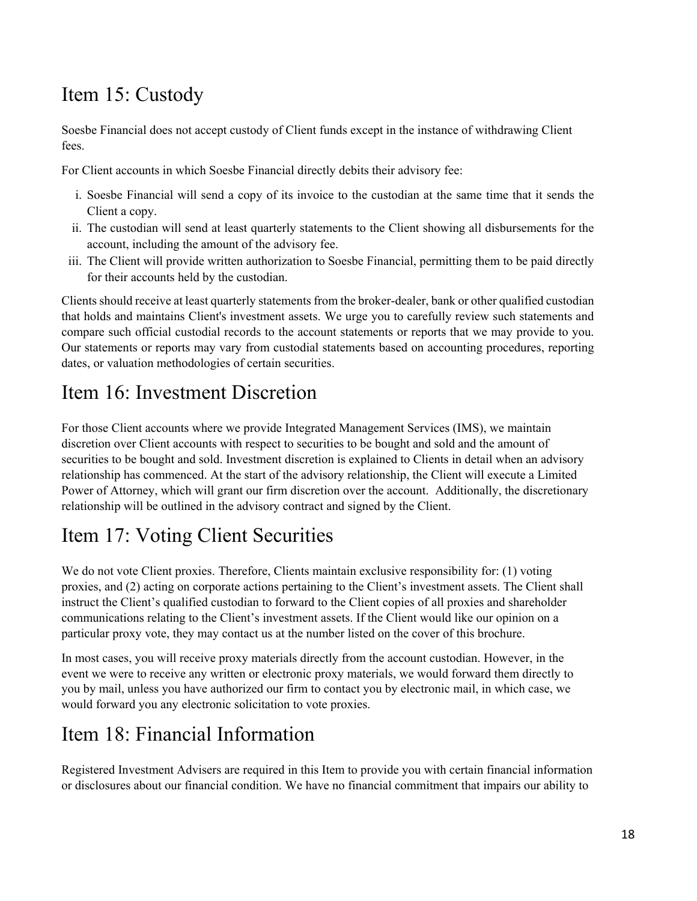## Item 15: Custody

Soesbe Financial does not accept custody of Client funds except in the instance of withdrawing Client fees.

For Client accounts in which Soesbe Financial directly debits their advisory fee:

1. Soesbe Financial will send a copy of its invoice to the custodian at the same time that it sends the Client a copy.
2. The custodian will send at least quarterly statements to the Client showing all disbursements for the account, including the amount of the advisory fee.
3. The Client will provide written authorization to Soesbe Financial, permitting them to be paid directly for their accounts held by the custodian.

Clients should receive at least quarterly statements from the broker-dealer, bank or other qualified custodian that holds and maintains Client's investment assets. We urge you to carefully review such statements and compare such official custodial records to the account statements or reports that we may provide to you. Our statements or reports may vary from custodial statements based on accounting procedures, reporting dates, or valuation methodologies of certain securities.

## Item 16: Investment Discretion

For those Client accounts where we provide Integrated Management Services (IMS), we maintain discretion over Client accounts with respect to securities to be bought and sold and the amount of securities to be bought and sold. Investment discretion is explained to Clients in detail when an advisory relationship has commenced. At the start of the advisory relationship, the Client will execute a Limited Power of Attorney, which will grant our firm discretion over the account. Additionally, the discretionary relationship will be outlined in the advisory contract and signed by the Client.

## Item 17: Voting Client Securities

We do not vote Client proxies. Therefore, Clients maintain exclusive responsibility for: (1) voting proxies, and (2) acting on corporate actions pertaining to the Client's investment assets. The Client shall instruct the Client's qualified custodian to forward to the Client copies of all proxies and shareholder communications relating to the Client's investment assets. If the Client would like our opinion on a particular proxy vote, they may contact us at the number listed on the cover of this brochure.

In most cases, you will receive proxy materials directly from the account custodian. However, in the event we were to receive any written or electronic proxy materials, we would forward them directly to you by mail, unless you have authorized our firm to contact you by electronic mail, in which case, we would forward you any electronic solicitation to vote proxies.

## Item 18: Financial Information

Registered Investment Advisers are required in this Item to provide you with certain financial information or disclosures about our financial condition. We have no financial commitment that impairs our ability to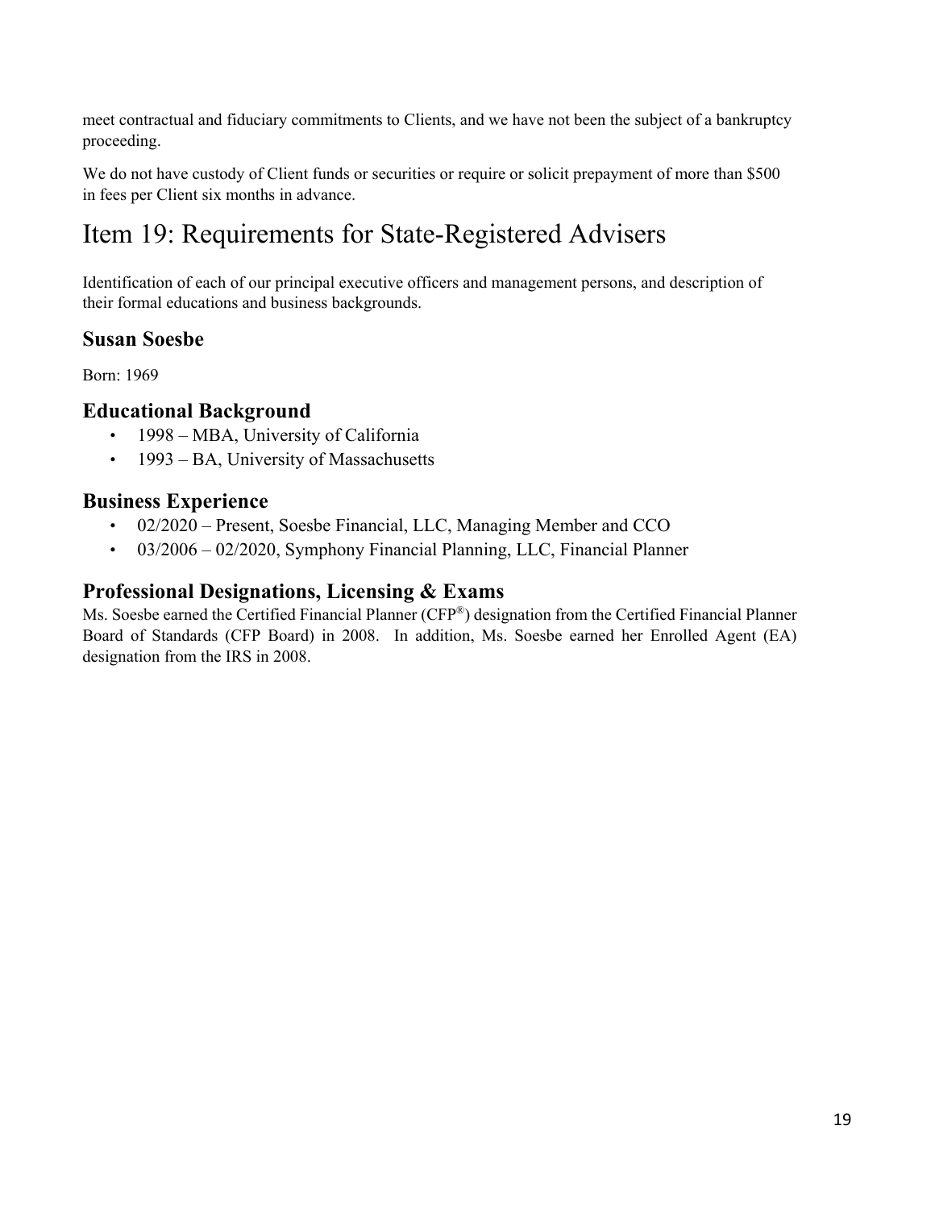meet contractual and fiduciary commitments to Clients, and we have not been the subject of a bankruptcy proceeding.

We do not have custody of Client funds or securities or require or solicit prepayment of more than $500 in fees per Client six months in advance.

# Item 19: Requirements for State-Registered Advisers

Identification of each of our principal executive officers and management persons, and description of their formal educations and business backgrounds.

## Susan Soesbe

Born: 1969

## Educational Background

- 1998 – MBA, University of California
- 1993 – BA, University of Massachusetts

## Business Experience

- 02/2020 – Present, Soesbe Financial, LLC, Managing Member and CCO
- 03/2006 – 02/2020, Symphony Financial Planning, LLC, Financial Planner

## Professional Designations, Licensing & Exams

Ms. Soesbe earned the Certified Financial Planner (CFP®) designation from the Certified Financial Planner Board of Standards (CFP Board) in 2008. In addition, Ms. Soesbe earned her Enrolled Agent (EA) designation from the IRS in 2008.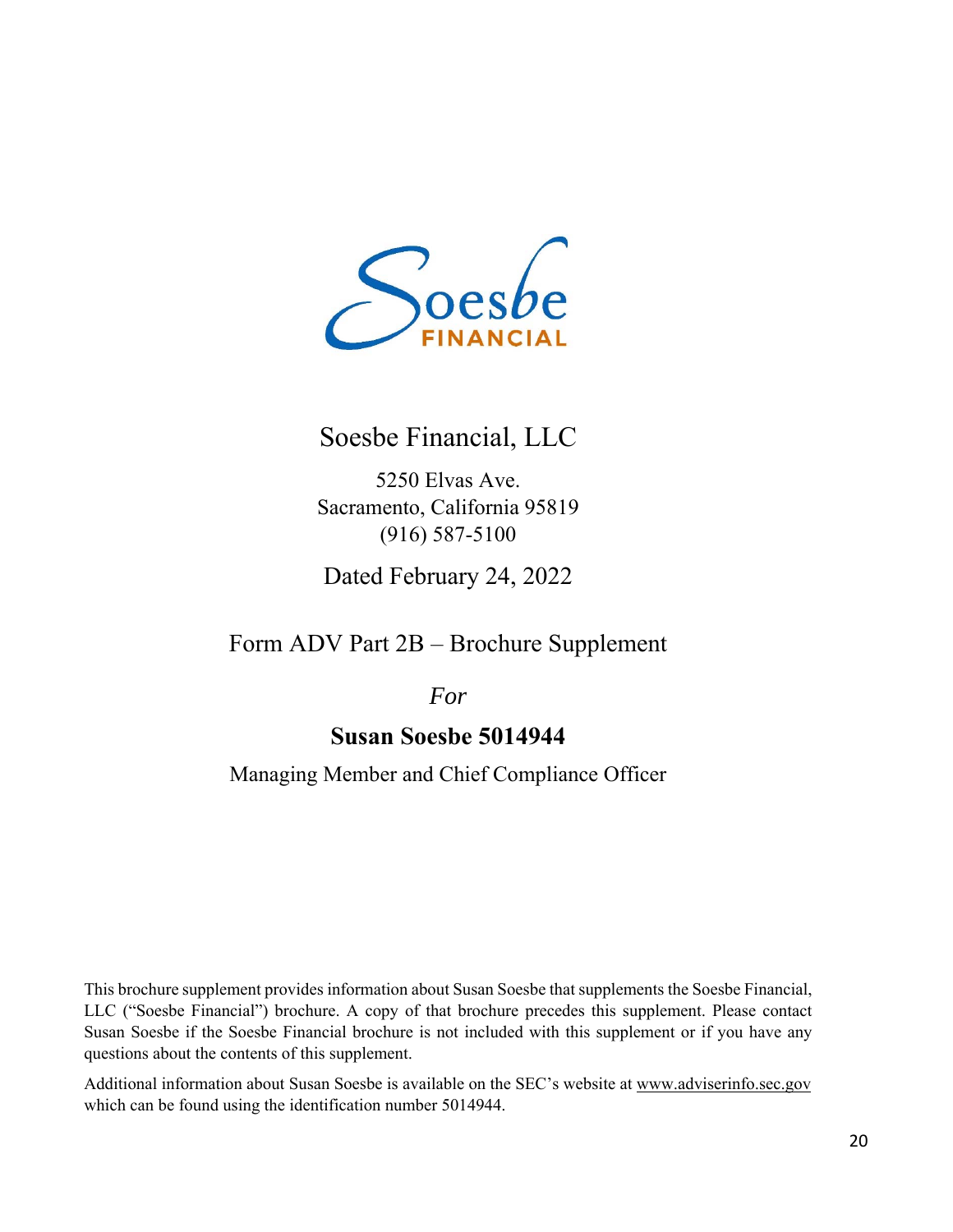Soesbe Financial, LLC

5250 Elvas Ave.
Sacramento, California 95819
(916) 587-5100

Dated February 24, 2022

# Form ADV Part 2B – Brochure Supplement

*For*

## **Susan Soesbe 5014944**

Managing Member and Chief Compliance Officer

This brochure supplement provides information about Susan Soesbe that supplements the Soesbe Financial, LLC ("Soesbe Financial") brochure. A copy of that brochure precedes this supplement. Please contact Susan Soesbe if the Soesbe Financial brochure is not included with this supplement or if you have any questions about the contents of this supplement.

Additional information about Susan Soesbe is available on the SEC's website at www.adviserinfo.sec.gov which can be found using the identification number 5014944.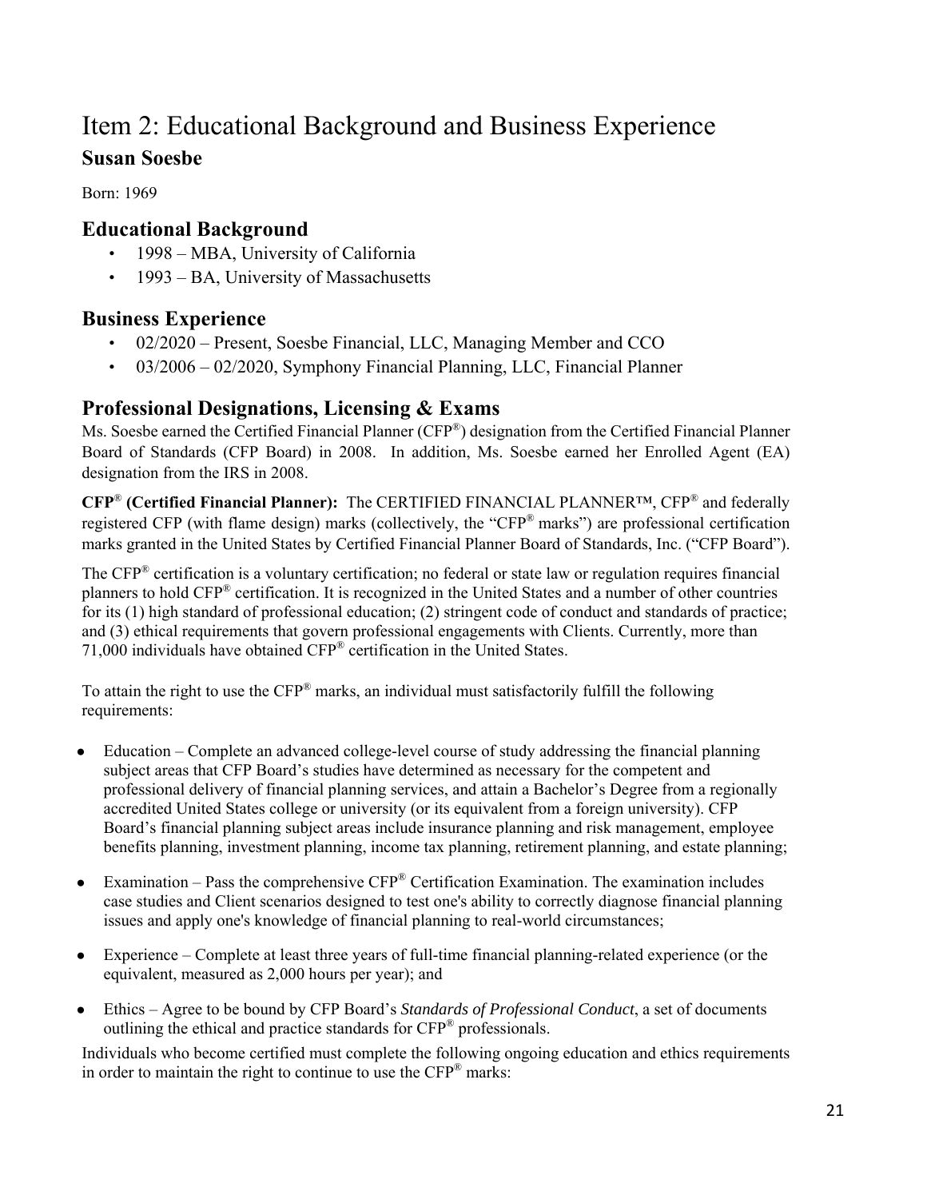# Item 2: Educational Background and Business Experience

## Susan Soesbe

Born: 1969

### Educational Background

- 1998 – MBA, University of California
- 1993 – BA, University of Massachusetts

### Business Experience

- 02/2020 – Present, Soesbe Financial, LLC, Managing Member and CCO
- 03/2006 – 02/2020, Symphony Financial Planning, LLC, Financial Planner

### Professional Designations, Licensing & Exams

Ms. Soesbe earned the Certified Financial Planner (CFP®) designation from the Certified Financial Planner Board of Standards (CFP Board) in 2008. In addition, Ms. Soesbe earned her Enrolled Agent (EA) designation from the IRS in 2008.

**CFP® (Certified Financial Planner):** The CERTIFIED FINANCIAL PLANNER™, CFP® and federally registered CFP (with flame design) marks (collectively, the "CFP® marks") are professional certification marks granted in the United States by Certified Financial Planner Board of Standards, Inc. ("CFP Board").

The CFP® certification is a voluntary certification; no federal or state law or regulation requires financial planners to hold CFP® certification. It is recognized in the United States and a number of other countries for its (1) high standard of professional education; (2) stringent code of conduct and standards of practice; and (3) ethical requirements that govern professional engagements with Clients. Currently, more than 71,000 individuals have obtained CFP® certification in the United States.

To attain the right to use the CFP® marks, an individual must satisfactorily fulfill the following requirements:

- Education – Complete an advanced college-level course of study addressing the financial planning subject areas that CFP Board's studies have determined as necessary for the competent and professional delivery of financial planning services, and attain a Bachelor's Degree from a regionally accredited United States college or university (or its equivalent from a foreign university). CFP Board's financial planning subject areas include insurance planning and risk management, employee benefits planning, investment planning, income tax planning, retirement planning, and estate planning;
- Examination – Pass the comprehensive CFP® Certification Examination. The examination includes case studies and Client scenarios designed to test one's ability to correctly diagnose financial planning issues and apply one's knowledge of financial planning to real-world circumstances;
- Experience – Complete at least three years of full-time financial planning-related experience (or the equivalent, measured as 2,000 hours per year); and
- Ethics – Agree to be bound by CFP Board's *Standards of Professional Conduct*, a set of documents outlining the ethical and practice standards for CFP® professionals.

Individuals who become certified must complete the following ongoing education and ethics requirements in order to maintain the right to continue to use the CFP® marks: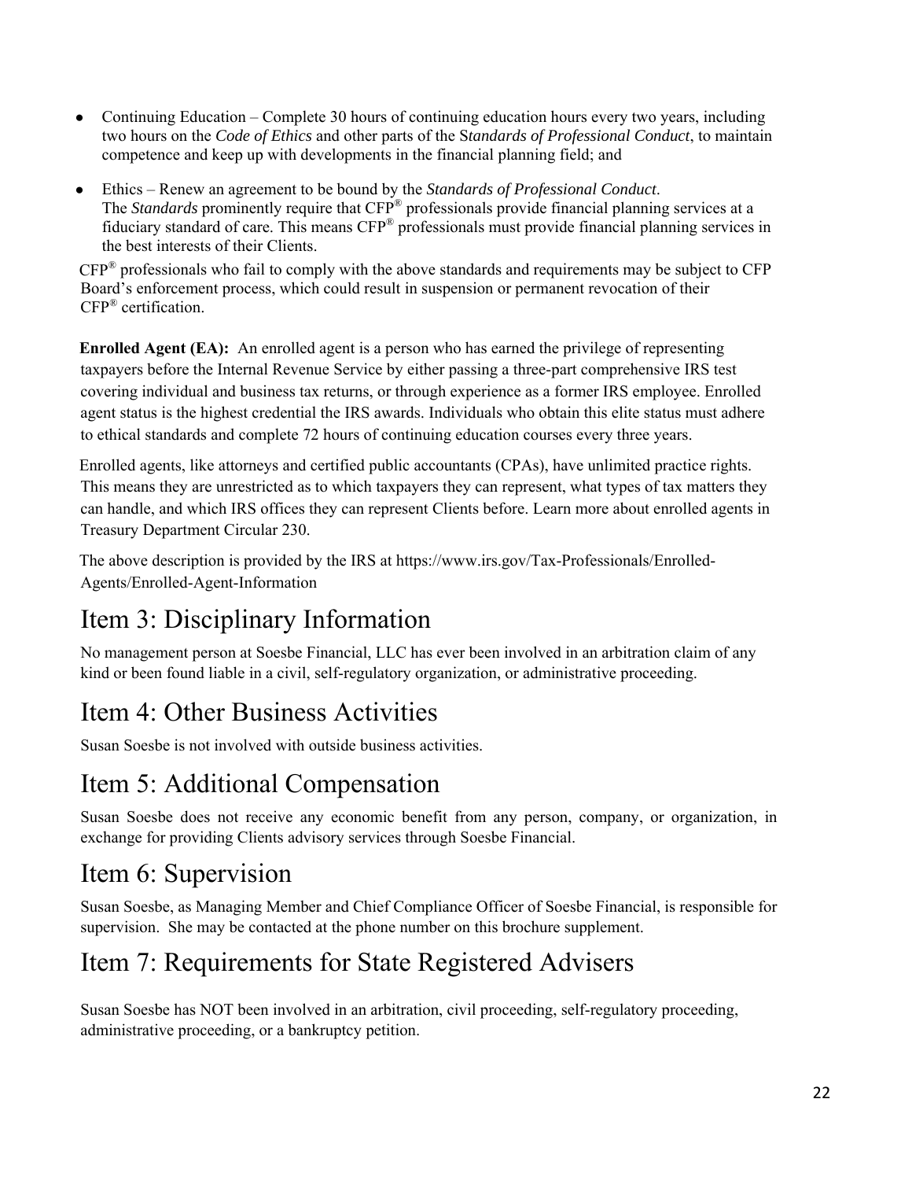- Continuing Education – Complete 30 hours of continuing education hours every two years, including two hours on the *Code of Ethics* and other parts of the S*tandards of Professional Conduct*, to maintain competence and keep up with developments in the financial planning field; and
- Ethics – Renew an agreement to be bound by the *Standards of Professional Conduct*. The *Standards* prominently require that CFP® professionals provide financial planning services at a fiduciary standard of care. This means CFP® professionals must provide financial planning services in the best interests of their Clients.

CFP® professionals who fail to comply with the above standards and requirements may be subject to CFP Board's enforcement process, which could result in suspension or permanent revocation of their CFP® certification.

**Enrolled Agent (EA):** An enrolled agent is a person who has earned the privilege of representing taxpayers before the Internal Revenue Service by either passing a three-part comprehensive IRS test covering individual and business tax returns, or through experience as a former IRS employee. Enrolled agent status is the highest credential the IRS awards. Individuals who obtain this elite status must adhere to ethical standards and complete 72 hours of continuing education courses every three years.

Enrolled agents, like attorneys and certified public accountants (CPAs), have unlimited practice rights. This means they are unrestricted as to which taxpayers they can represent, what types of tax matters they can handle, and which IRS offices they can represent Clients before. Learn more about enrolled agents in Treasury Department Circular 230.

The above description is provided by the IRS at https://www.irs.gov/Tax-Professionals/Enrolled-Agents/Enrolled-Agent-Information

# Item 3: Disciplinary Information

No management person at Soesbe Financial, LLC has ever been involved in an arbitration claim of any kind or been found liable in a civil, self-regulatory organization, or administrative proceeding.

# Item 4: Other Business Activities

Susan Soesbe is not involved with outside business activities.

# Item 5: Additional Compensation

Susan Soesbe does not receive any economic benefit from any person, company, or organization, in exchange for providing Clients advisory services through Soesbe Financial.

# Item 6: Supervision

Susan Soesbe, as Managing Member and Chief Compliance Officer of Soesbe Financial, is responsible for supervision. She may be contacted at the phone number on this brochure supplement.

# Item 7: Requirements for State Registered Advisers

Susan Soesbe has NOT been involved in an arbitration, civil proceeding, self-regulatory proceeding, administrative proceeding, or a bankruptcy petition.